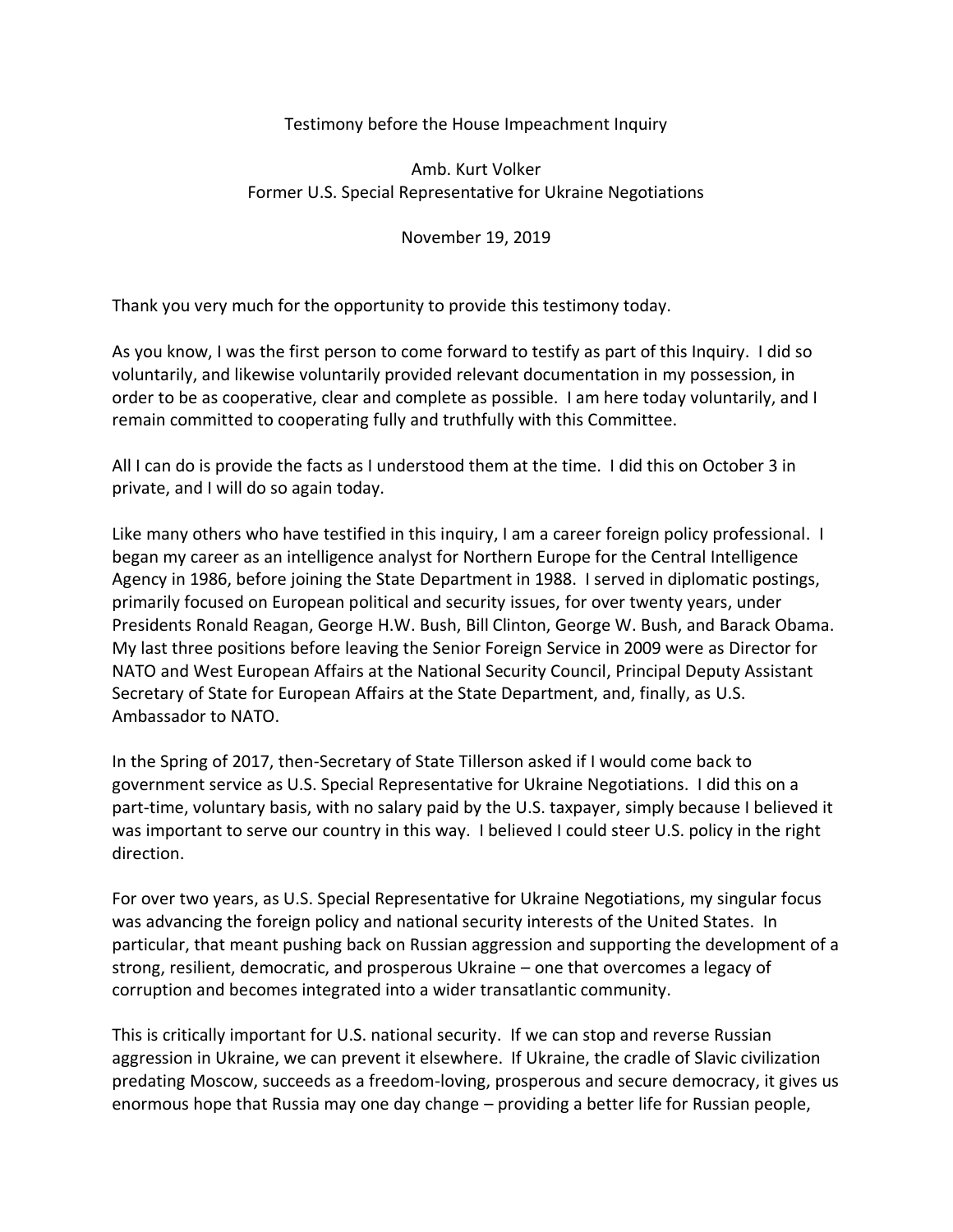Testimony before the House Impeachment Inquiry

Amb. Kurt Volker
Former U.S. Special Representative for Ukraine Negotiations

November 19, 2019

Thank you very much for the opportunity to provide this testimony today.

As you know, I was the first person to come forward to testify as part of this Inquiry. I did so voluntarily, and likewise voluntarily provided relevant documentation in my possession, in order to be as cooperative, clear and complete as possible. I am here today voluntarily, and I remain committed to cooperating fully and truthfully with this Committee.

All I can do is provide the facts as I understood them at the time. I did this on October 3 in private, and I will do so again today.

Like many others who have testified in this inquiry, I am a career foreign policy professional. I began my career as an intelligence analyst for Northern Europe for the Central Intelligence Agency in 1986, before joining the State Department in 1988. I served in diplomatic postings, primarily focused on European political and security issues, for over twenty years, under Presidents Ronald Reagan, George H.W. Bush, Bill Clinton, George W. Bush, and Barack Obama. My last three positions before leaving the Senior Foreign Service in 2009 were as Director for NATO and West European Affairs at the National Security Council, Principal Deputy Assistant Secretary of State for European Affairs at the State Department, and, finally, as U.S. Ambassador to NATO.

In the Spring of 2017, then-Secretary of State Tillerson asked if I would come back to government service as U.S. Special Representative for Ukraine Negotiations. I did this on a part-time, voluntary basis, with no salary paid by the U.S. taxpayer, simply because I believed it was important to serve our country in this way. I believed I could steer U.S. policy in the right direction.

For over two years, as U.S. Special Representative for Ukraine Negotiations, my singular focus was advancing the foreign policy and national security interests of the United States. In particular, that meant pushing back on Russian aggression and supporting the development of a strong, resilient, democratic, and prosperous Ukraine – one that overcomes a legacy of corruption and becomes integrated into a wider transatlantic community.

This is critically important for U.S. national security. If we can stop and reverse Russian aggression in Ukraine, we can prevent it elsewhere. If Ukraine, the cradle of Slavic civilization predating Moscow, succeeds as a freedom-loving, prosperous and secure democracy, it gives us enormous hope that Russia may one day change – providing a better life for Russian people,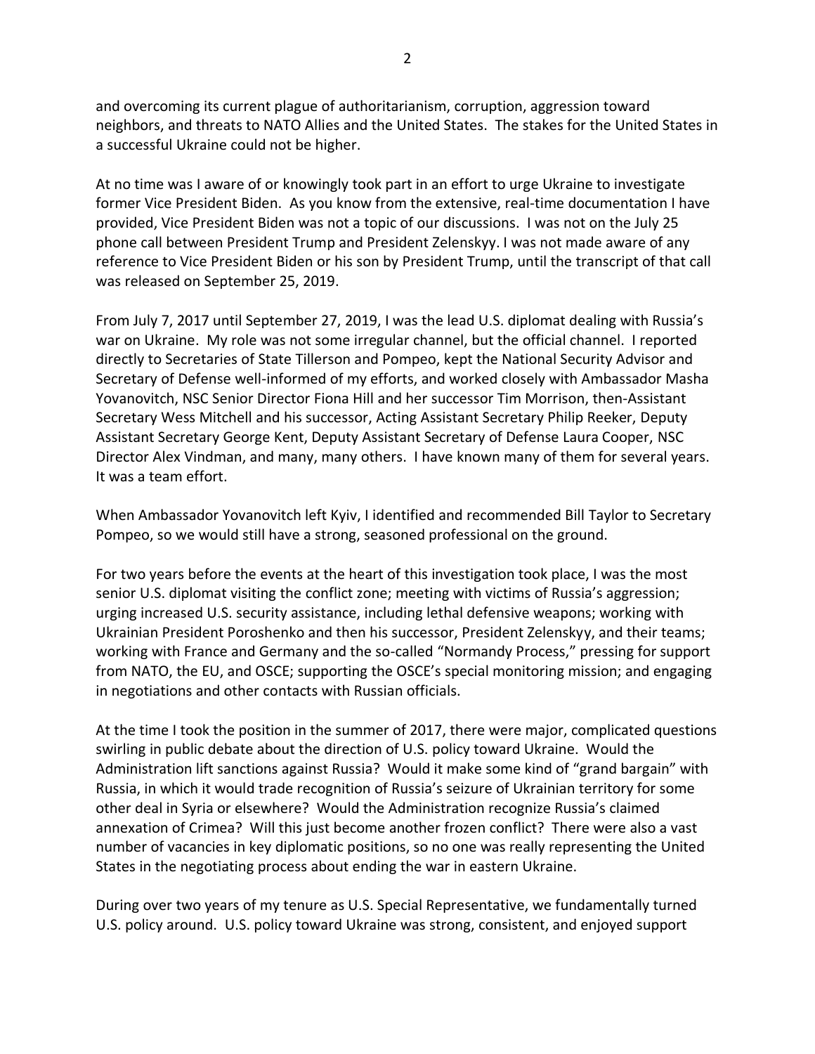and overcoming its current plague of authoritarianism, corruption, aggression toward neighbors, and threats to NATO Allies and the United States. The stakes for the United States in a successful Ukraine could not be higher.

At no time was I aware of or knowingly took part in an effort to urge Ukraine to investigate former Vice President Biden. As you know from the extensive, real-time documentation I have provided, Vice President Biden was not a topic of our discussions. I was not on the July 25 phone call between President Trump and President Zelenskyy. I was not made aware of any reference to Vice President Biden or his son by President Trump, until the transcript of that call was released on September 25, 2019.

From July 7, 2017 until September 27, 2019, I was the lead U.S. diplomat dealing with Russia's war on Ukraine. My role was not some irregular channel, but the official channel. I reported directly to Secretaries of State Tillerson and Pompeo, kept the National Security Advisor and Secretary of Defense well-informed of my efforts, and worked closely with Ambassador Masha Yovanovitch, NSC Senior Director Fiona Hill and her successor Tim Morrison, then-Assistant Secretary Wess Mitchell and his successor, Acting Assistant Secretary Philip Reeker, Deputy Assistant Secretary George Kent, Deputy Assistant Secretary of Defense Laura Cooper, NSC Director Alex Vindman, and many, many others. I have known many of them for several years. It was a team effort.

When Ambassador Yovanovitch left Kyiv, I identified and recommended Bill Taylor to Secretary Pompeo, so we would still have a strong, seasoned professional on the ground.

For two years before the events at the heart of this investigation took place, I was the most senior U.S. diplomat visiting the conflict zone; meeting with victims of Russia's aggression; urging increased U.S. security assistance, including lethal defensive weapons; working with Ukrainian President Poroshenko and then his successor, President Zelenskyy, and their teams; working with France and Germany and the so-called "Normandy Process," pressing for support from NATO, the EU, and OSCE; supporting the OSCE's special monitoring mission; and engaging in negotiations and other contacts with Russian officials.

At the time I took the position in the summer of 2017, there were major, complicated questions swirling in public debate about the direction of U.S. policy toward Ukraine. Would the Administration lift sanctions against Russia? Would it make some kind of "grand bargain" with Russia, in which it would trade recognition of Russia's seizure of Ukrainian territory for some other deal in Syria or elsewhere? Would the Administration recognize Russia's claimed annexation of Crimea? Will this just become another frozen conflict? There were also a vast number of vacancies in key diplomatic positions, so no one was really representing the United States in the negotiating process about ending the war in eastern Ukraine.

During over two years of my tenure as U.S. Special Representative, we fundamentally turned U.S. policy around. U.S. policy toward Ukraine was strong, consistent, and enjoyed support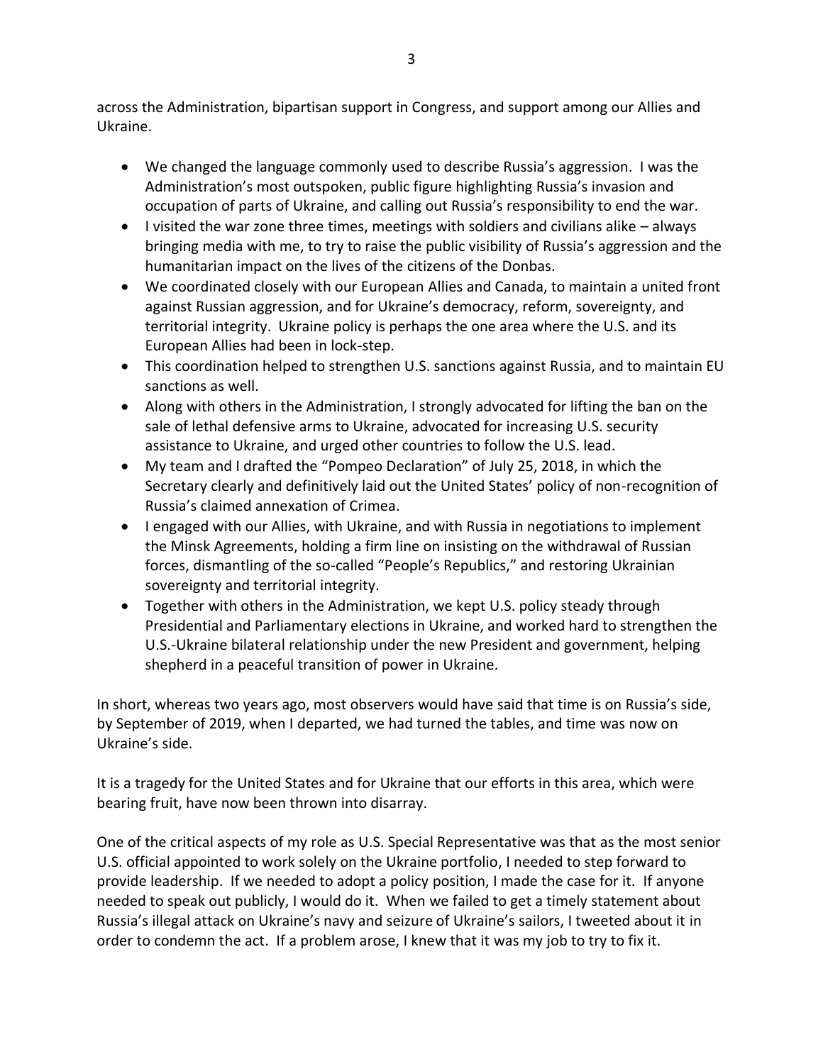across the Administration, bipartisan support in Congress, and support among our Allies and Ukraine.

- We changed the language commonly used to describe Russia's aggression. I was the Administration's most outspoken, public figure highlighting Russia's invasion and occupation of parts of Ukraine, and calling out Russia's responsibility to end the war.
- I visited the war zone three times, meetings with soldiers and civilians alike – always bringing media with me, to try to raise the public visibility of Russia's aggression and the humanitarian impact on the lives of the citizens of the Donbas.
- We coordinated closely with our European Allies and Canada, to maintain a united front against Russian aggression, and for Ukraine's democracy, reform, sovereignty, and territorial integrity. Ukraine policy is perhaps the one area where the U.S. and its European Allies had been in lock-step.
- This coordination helped to strengthen U.S. sanctions against Russia, and to maintain EU sanctions as well.
- Along with others in the Administration, I strongly advocated for lifting the ban on the sale of lethal defensive arms to Ukraine, advocated for increasing U.S. security assistance to Ukraine, and urged other countries to follow the U.S. lead.
- My team and I drafted the "Pompeo Declaration" of July 25, 2018, in which the Secretary clearly and definitively laid out the United States' policy of non-recognition of Russia's claimed annexation of Crimea.
- I engaged with our Allies, with Ukraine, and with Russia in negotiations to implement the Minsk Agreements, holding a firm line on insisting on the withdrawal of Russian forces, dismantling of the so-called "People's Republics," and restoring Ukrainian sovereignty and territorial integrity.
- Together with others in the Administration, we kept U.S. policy steady through Presidential and Parliamentary elections in Ukraine, and worked hard to strengthen the U.S.-Ukraine bilateral relationship under the new President and government, helping shepherd in a peaceful transition of power in Ukraine.

In short, whereas two years ago, most observers would have said that time is on Russia's side, by September of 2019, when I departed, we had turned the tables, and time was now on Ukraine's side.

It is a tragedy for the United States and for Ukraine that our efforts in this area, which were bearing fruit, have now been thrown into disarray.

One of the critical aspects of my role as U.S. Special Representative was that as the most senior U.S. official appointed to work solely on the Ukraine portfolio, I needed to step forward to provide leadership. If we needed to adopt a policy position, I made the case for it. If anyone needed to speak out publicly, I would do it. When we failed to get a timely statement about Russia's illegal attack on Ukraine's navy and seizure of Ukraine's sailors, I tweeted about it in order to condemn the act. If a problem arose, I knew that it was my job to try to fix it.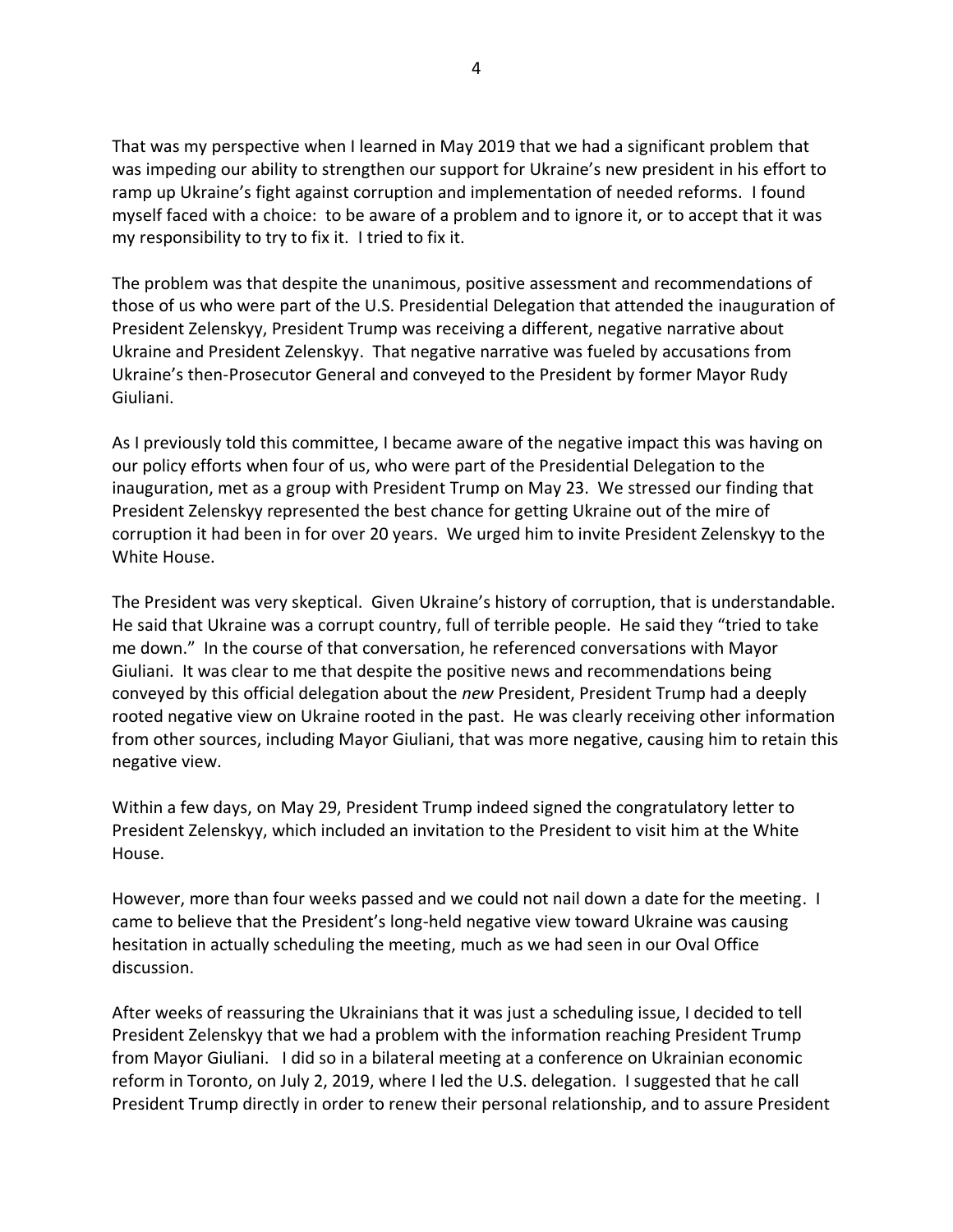That was my perspective when I learned in May 2019 that we had a significant problem that was impeding our ability to strengthen our support for Ukraine's new president in his effort to ramp up Ukraine's fight against corruption and implementation of needed reforms. I found myself faced with a choice: to be aware of a problem and to ignore it, or to accept that it was my responsibility to try to fix it. I tried to fix it.

The problem was that despite the unanimous, positive assessment and recommendations of those of us who were part of the U.S. Presidential Delegation that attended the inauguration of President Zelenskyy, President Trump was receiving a different, negative narrative about Ukraine and President Zelenskyy. That negative narrative was fueled by accusations from Ukraine's then-Prosecutor General and conveyed to the President by former Mayor Rudy Giuliani.

As I previously told this committee, I became aware of the negative impact this was having on our policy efforts when four of us, who were part of the Presidential Delegation to the inauguration, met as a group with President Trump on May 23. We stressed our finding that President Zelenskyy represented the best chance for getting Ukraine out of the mire of corruption it had been in for over 20 years. We urged him to invite President Zelenskyy to the White House.

The President was very skeptical. Given Ukraine's history of corruption, that is understandable. He said that Ukraine was a corrupt country, full of terrible people. He said they "tried to take me down." In the course of that conversation, he referenced conversations with Mayor Giuliani. It was clear to me that despite the positive news and recommendations being conveyed by this official delegation about the *new* President, President Trump had a deeply rooted negative view on Ukraine rooted in the past. He was clearly receiving other information from other sources, including Mayor Giuliani, that was more negative, causing him to retain this negative view.

Within a few days, on May 29, President Trump indeed signed the congratulatory letter to President Zelenskyy, which included an invitation to the President to visit him at the White House.

However, more than four weeks passed and we could not nail down a date for the meeting. I came to believe that the President's long-held negative view toward Ukraine was causing hesitation in actually scheduling the meeting, much as we had seen in our Oval Office discussion.

After weeks of reassuring the Ukrainians that it was just a scheduling issue, I decided to tell President Zelenskyy that we had a problem with the information reaching President Trump from Mayor Giuliani. I did so in a bilateral meeting at a conference on Ukrainian economic reform in Toronto, on July 2, 2019, where I led the U.S. delegation. I suggested that he call President Trump directly in order to renew their personal relationship, and to assure President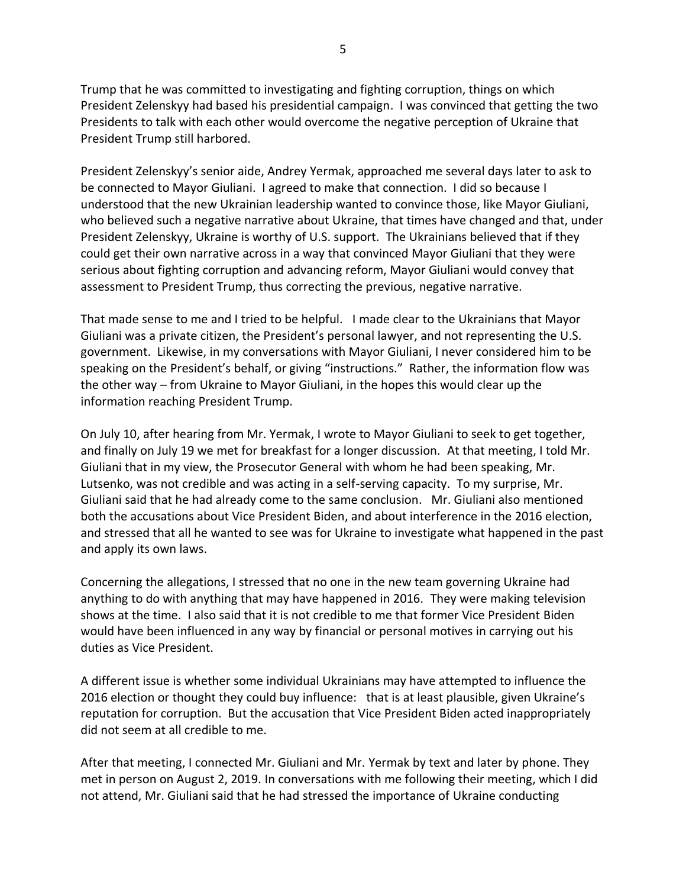Trump that he was committed to investigating and fighting corruption, things on which President Zelenskyy had based his presidential campaign. I was convinced that getting the two Presidents to talk with each other would overcome the negative perception of Ukraine that President Trump still harbored.

President Zelenskyy's senior aide, Andrey Yermak, approached me several days later to ask to be connected to Mayor Giuliani. I agreed to make that connection. I did so because I understood that the new Ukrainian leadership wanted to convince those, like Mayor Giuliani, who believed such a negative narrative about Ukraine, that times have changed and that, under President Zelenskyy, Ukraine is worthy of U.S. support. The Ukrainians believed that if they could get their own narrative across in a way that convinced Mayor Giuliani that they were serious about fighting corruption and advancing reform, Mayor Giuliani would convey that assessment to President Trump, thus correcting the previous, negative narrative.

That made sense to me and I tried to be helpful. I made clear to the Ukrainians that Mayor Giuliani was a private citizen, the President's personal lawyer, and not representing the U.S. government. Likewise, in my conversations with Mayor Giuliani, I never considered him to be speaking on the President's behalf, or giving "instructions." Rather, the information flow was the other way – from Ukraine to Mayor Giuliani, in the hopes this would clear up the information reaching President Trump.

On July 10, after hearing from Mr. Yermak, I wrote to Mayor Giuliani to seek to get together, and finally on July 19 we met for breakfast for a longer discussion. At that meeting, I told Mr. Giuliani that in my view, the Prosecutor General with whom he had been speaking, Mr. Lutsenko, was not credible and was acting in a self-serving capacity. To my surprise, Mr. Giuliani said that he had already come to the same conclusion. Mr. Giuliani also mentioned both the accusations about Vice President Biden, and about interference in the 2016 election, and stressed that all he wanted to see was for Ukraine to investigate what happened in the past and apply its own laws.

Concerning the allegations, I stressed that no one in the new team governing Ukraine had anything to do with anything that may have happened in 2016. They were making television shows at the time. I also said that it is not credible to me that former Vice President Biden would have been influenced in any way by financial or personal motives in carrying out his duties as Vice President.

A different issue is whether some individual Ukrainians may have attempted to influence the 2016 election or thought they could buy influence: that is at least plausible, given Ukraine's reputation for corruption. But the accusation that Vice President Biden acted inappropriately did not seem at all credible to me.

After that meeting, I connected Mr. Giuliani and Mr. Yermak by text and later by phone. They met in person on August 2, 2019. In conversations with me following their meeting, which I did not attend, Mr. Giuliani said that he had stressed the importance of Ukraine conducting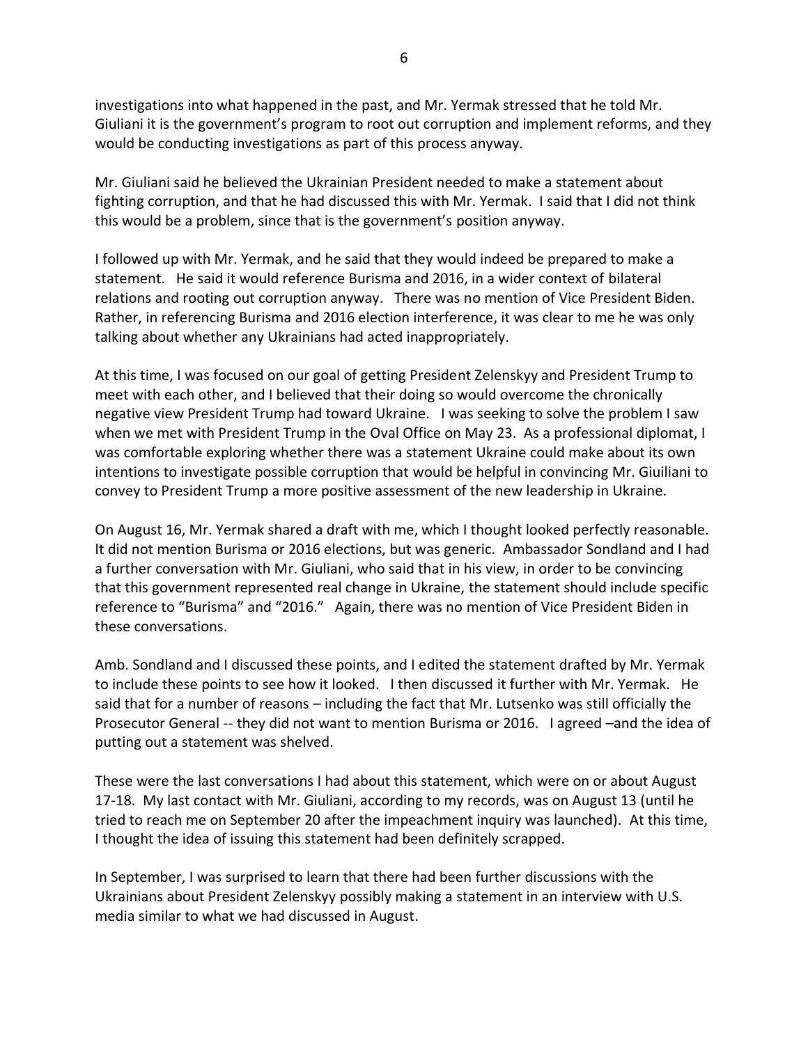investigations into what happened in the past, and Mr. Yermak stressed that he told Mr. Giuliani it is the government's program to root out corruption and implement reforms, and they would be conducting investigations as part of this process anyway.

Mr. Giuliani said he believed the Ukrainian President needed to make a statement about fighting corruption, and that he had discussed this with Mr. Yermak. I said that I did not think this would be a problem, since that is the government's position anyway.

I followed up with Mr. Yermak, and he said that they would indeed be prepared to make a statement. He said it would reference Burisma and 2016, in a wider context of bilateral relations and rooting out corruption anyway. There was no mention of Vice President Biden. Rather, in referencing Burisma and 2016 election interference, it was clear to me he was only talking about whether any Ukrainians had acted inappropriately.

At this time, I was focused on our goal of getting President Zelenskyy and President Trump to meet with each other, and I believed that their doing so would overcome the chronically negative view President Trump had toward Ukraine. I was seeking to solve the problem I saw when we met with President Trump in the Oval Office on May 23. As a professional diplomat, I was comfortable exploring whether there was a statement Ukraine could make about its own intentions to investigate possible corruption that would be helpful in convincing Mr. Giuliani to convey to President Trump a more positive assessment of the new leadership in Ukraine.

On August 16, Mr. Yermak shared a draft with me, which I thought looked perfectly reasonable. It did not mention Burisma or 2016 elections, but was generic. Ambassador Sondland and I had a further conversation with Mr. Giuliani, who said that in his view, in order to be convincing that this government represented real change in Ukraine, the statement should include specific reference to "Burisma" and "2016." Again, there was no mention of Vice President Biden in these conversations.

Amb. Sondland and I discussed these points, and I edited the statement drafted by Mr. Yermak to include these points to see how it looked. I then discussed it further with Mr. Yermak. He said that for a number of reasons – including the fact that Mr. Lutsenko was still officially the Prosecutor General -- they did not want to mention Burisma or 2016. I agreed –and the idea of putting out a statement was shelved.

These were the last conversations I had about this statement, which were on or about August 17-18. My last contact with Mr. Giuliani, according to my records, was on August 13 (until he tried to reach me on September 20 after the impeachment inquiry was launched). At this time, I thought the idea of issuing this statement had been definitely scrapped.

In September, I was surprised to learn that there had been further discussions with the Ukrainians about President Zelenskyy possibly making a statement in an interview with U.S. media similar to what we had discussed in August.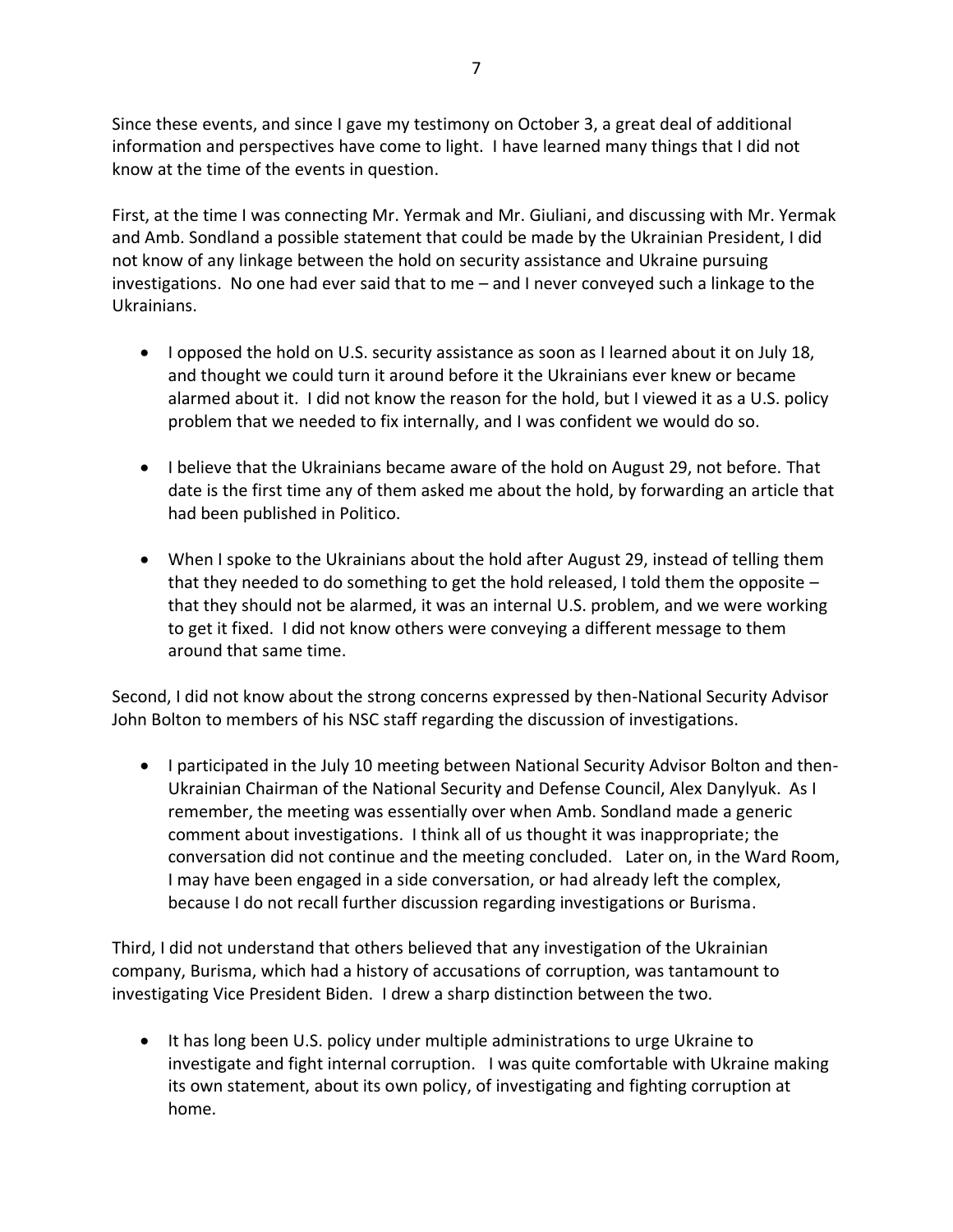Since these events, and since I gave my testimony on October 3, a great deal of additional information and perspectives have come to light. I have learned many things that I did not know at the time of the events in question.

First, at the time I was connecting Mr. Yermak and Mr. Giuliani, and discussing with Mr. Yermak and Amb. Sondland a possible statement that could be made by the Ukrainian President, I did not know of any linkage between the hold on security assistance and Ukraine pursuing investigations. No one had ever said that to me – and I never conveyed such a linkage to the Ukrainians.

- I opposed the hold on U.S. security assistance as soon as I learned about it on July 18, and thought we could turn it around before it the Ukrainians ever knew or became alarmed about it. I did not know the reason for the hold, but I viewed it as a U.S. policy problem that we needed to fix internally, and I was confident we would do so.
- I believe that the Ukrainians became aware of the hold on August 29, not before. That date is the first time any of them asked me about the hold, by forwarding an article that had been published in Politico.
- When I spoke to the Ukrainians about the hold after August 29, instead of telling them that they needed to do something to get the hold released, I told them the opposite – that they should not be alarmed, it was an internal U.S. problem, and we were working to get it fixed. I did not know others were conveying a different message to them around that same time.

Second, I did not know about the strong concerns expressed by then-National Security Advisor John Bolton to members of his NSC staff regarding the discussion of investigations.

- I participated in the July 10 meeting between National Security Advisor Bolton and then-Ukrainian Chairman of the National Security and Defense Council, Alex Danylyuk. As I remember, the meeting was essentially over when Amb. Sondland made a generic comment about investigations. I think all of us thought it was inappropriate; the conversation did not continue and the meeting concluded. Later on, in the Ward Room, I may have been engaged in a side conversation, or had already left the complex, because I do not recall further discussion regarding investigations or Burisma.

Third, I did not understand that others believed that any investigation of the Ukrainian company, Burisma, which had a history of accusations of corruption, was tantamount to investigating Vice President Biden. I drew a sharp distinction between the two.

- It has long been U.S. policy under multiple administrations to urge Ukraine to investigate and fight internal corruption. I was quite comfortable with Ukraine making its own statement, about its own policy, of investigating and fighting corruption at home.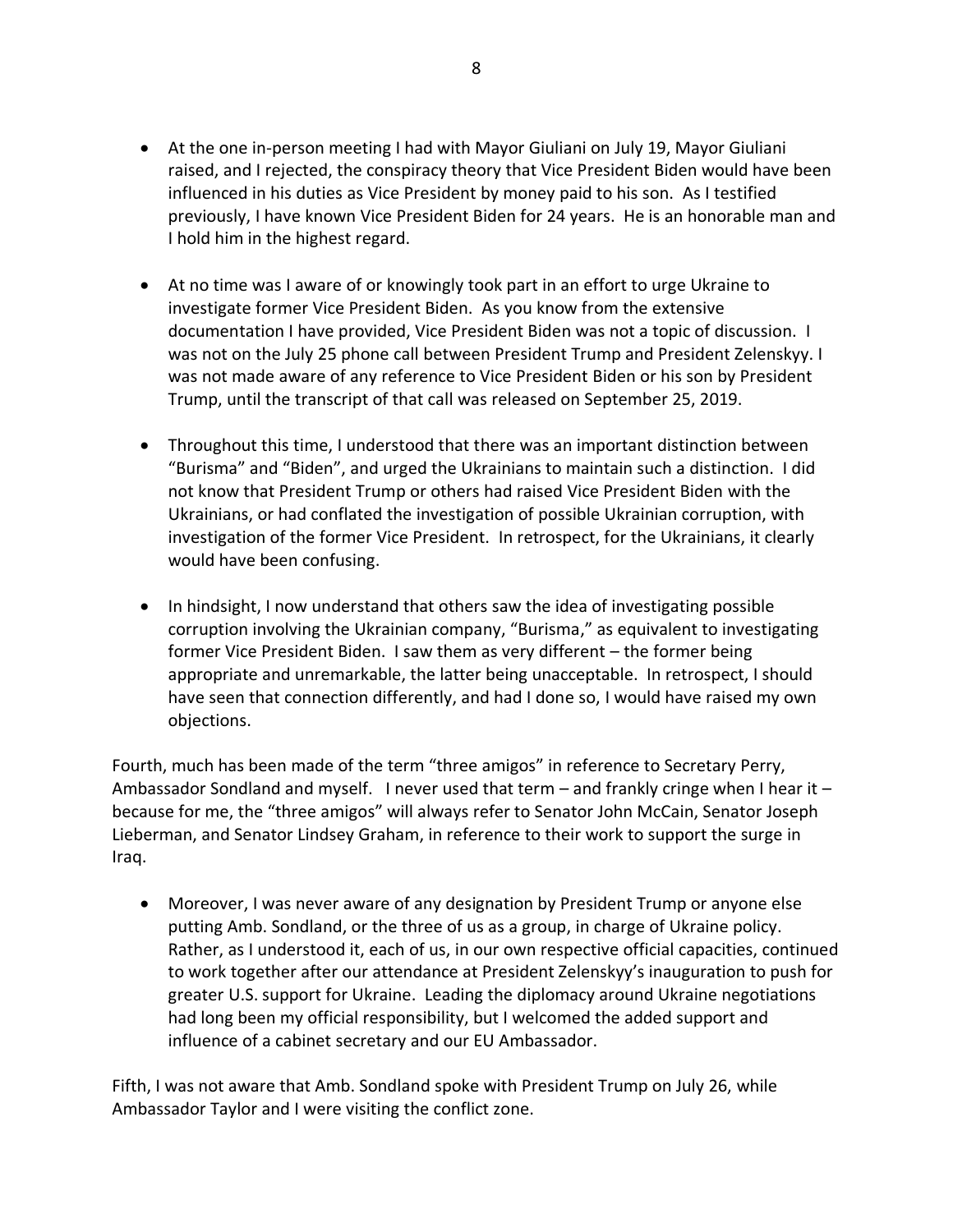- At the one in-person meeting I had with Mayor Giuliani on July 19, Mayor Giuliani raised, and I rejected, the conspiracy theory that Vice President Biden would have been influenced in his duties as Vice President by money paid to his son. As I testified previously, I have known Vice President Biden for 24 years. He is an honorable man and I hold him in the highest regard.

- At no time was I aware of or knowingly took part in an effort to urge Ukraine to investigate former Vice President Biden. As you know from the extensive documentation I have provided, Vice President Biden was not a topic of discussion. I was not on the July 25 phone call between President Trump and President Zelenskyy. I was not made aware of any reference to Vice President Biden or his son by President Trump, until the transcript of that call was released on September 25, 2019.

- Throughout this time, I understood that there was an important distinction between "Burisma" and "Biden", and urged the Ukrainians to maintain such a distinction. I did not know that President Trump or others had raised Vice President Biden with the Ukrainians, or had conflated the investigation of possible Ukrainian corruption, with investigation of the former Vice President. In retrospect, for the Ukrainians, it clearly would have been confusing.

- In hindsight, I now understand that others saw the idea of investigating possible corruption involving the Ukrainian company, "Burisma," as equivalent to investigating former Vice President Biden. I saw them as very different – the former being appropriate and unremarkable, the latter being unacceptable. In retrospect, I should have seen that connection differently, and had I done so, I would have raised my own objections.

Fourth, much has been made of the term "three amigos" in reference to Secretary Perry, Ambassador Sondland and myself. I never used that term – and frankly cringe when I hear it – because for me, the "three amigos" will always refer to Senator John McCain, Senator Joseph Lieberman, and Senator Lindsey Graham, in reference to their work to support the surge in Iraq.

- Moreover, I was never aware of any designation by President Trump or anyone else putting Amb. Sondland, or the three of us as a group, in charge of Ukraine policy. Rather, as I understood it, each of us, in our own respective official capacities, continued to work together after our attendance at President Zelenskyy's inauguration to push for greater U.S. support for Ukraine. Leading the diplomacy around Ukraine negotiations had long been my official responsibility, but I welcomed the added support and influence of a cabinet secretary and our EU Ambassador.

Fifth, I was not aware that Amb. Sondland spoke with President Trump on July 26, while Ambassador Taylor and I were visiting the conflict zone.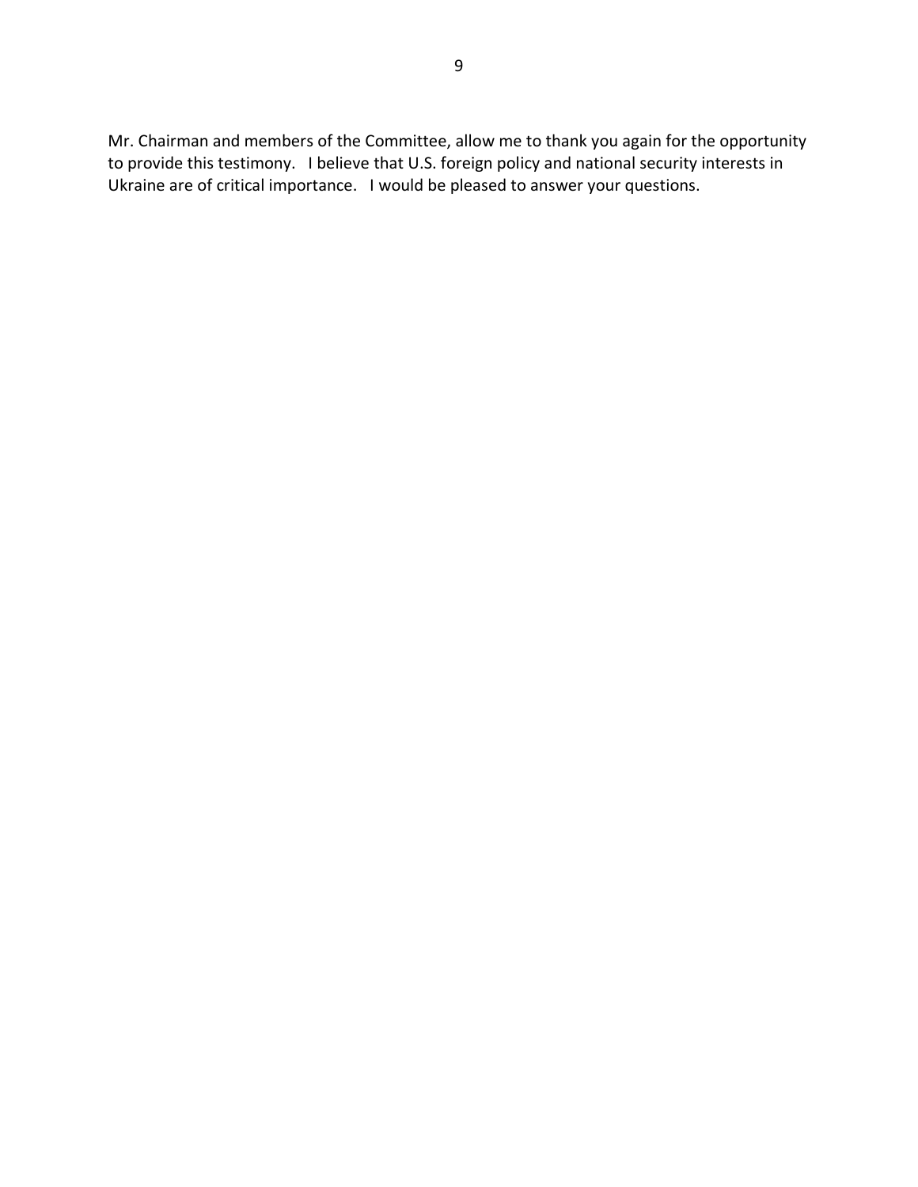Mr. Chairman and members of the Committee, allow me to thank you again for the opportunity to provide this testimony. I believe that U.S. foreign policy and national security interests in Ukraine are of critical importance. I would be pleased to answer your questions.